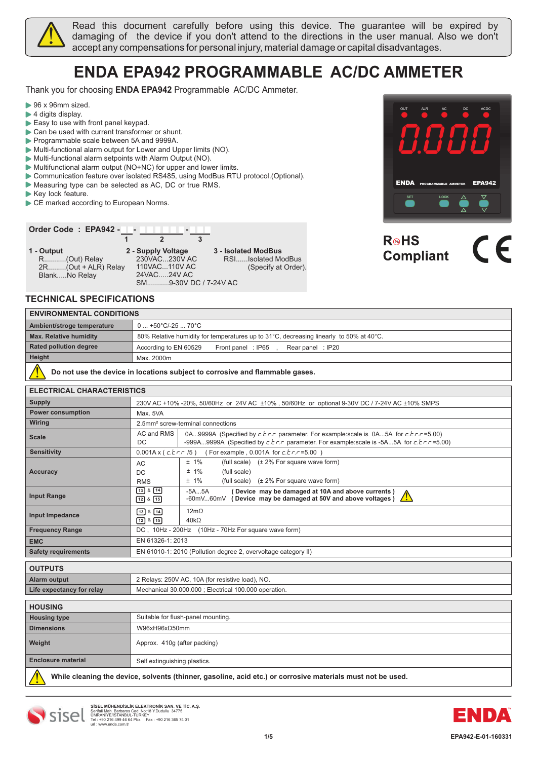Read this document carefully before using this device. The guarantee will be expired by damaging of the device if you don't attend to the directions in the user manual. Also we don't accept any compensations for personal injury, material damage or capital disadvantages.

# ENDA EPA942 PROGRAMMABLE AC/DC AMMETER

Thank you for choosing **ENDA EPA942** Programmable AC/DC Ammeter.

- 96 x 96mm sized.
- 4 digits display.
- Easy to use with front panel keypad.
- Can be used with current transformer or shunt.
- Programmable scale between 5A and 9999A.
- Multi-functional alarm output for Lower and Upper limits (NO).
- Multi-functional alarm setpoints with Alarm Output (NO).
- Multifunctional alarm output (NO+NC) for upper and lower limits.
- Communication feature over isolated RS485, using ModBus RTU protocol.(Optional).
- Measuring type can be selected as AC, DC or true RMS.
- Key lock feature.
- CE marked according to European Norms.

RoHS Compliant

**Order Code : EPA942 - _ - _ - _**

**1 - Output**
R...........(Out) Relay
2R.........(Out + ALR) Relay
Blank.....No Relay

**2 - Supply Voltage**
230VAC...230V AC
110VAC...110V AC
24VAC.....24V AC
SM...........9-30V DC / 7-24V AC

**3 - Isolated ModBus**
RSI......Isolated ModBus (Specify at Order).

## TECHNICAL SPECIFICATIONS

| ENVIRONMENTAL CONDITIONS | |
|---|---|
| **Ambient/stroge temperature** | 0 ... +50°C/-25 ... 70°C |
| **Max. Relative humidity** | 80% Relative humidity for temperatures up to 31°C, decreasing linearly to 50% at 40°C. |
| **Rated pollution degree** | According to EN 60529 Front panel : IP65 , Rear panel : IP20 |
| **Height** | Max. 2000m |

**Do not use the device in locations subject to corrosive and flammable gases.**

| ELECTRICAL CHARACTERISTICS | | |
|---|---|---|
| **Supply** | 230V AC +10% -20%, 50/60Hz or 24V AC ±10% , 50/60Hz or optional 9-30V DC / 7-24V AC ±10% SMPS | |
| **Power consumption** | Max. 5VA | |
| **Wiring** | 2.5mm² screw-terminal connections | |
| **Scale** | AC and RMS | 0A...9999A (Specified by c.t r.r parameter. For example:scale is 0A...5A for c.t r.r =5.00) |
| | DC | -999A...9999A (Specified by c.t r.r parameter. For example:scale is -5A...5A for c.t r.r =5.00) |
| **Sensitivity** | 0.001A x ( c.t r.r /5 ) ( For example , 0.001A for c.t r.r =5.00 ) | |
| **Accuracy** | AC | ± 1% (full scale) (± 2% For square wave form) |
| | DC | ± 1% (full scale) |
| | RMS | ± 1% (full scale) (± 2% For square wave form) |
| **Input Range** | 13 & 14 | -5A...5A ( Device may be damaged at 10A and above currents ) |
| | 12 & 15 | -60mV...60mV ( Device may be damaged at 50V and above voltages ) |
| **Input Impedance** | 13 & 14 | 12mΩ |
| | 12 & 15 | 40kΩ |
| **Frequency Range** | DC , 10Hz - 200Hz (10Hz - 70Hz For square wave form) | |
| **EMC** | EN 61326-1: 2013 | |
| **Safety requirements** | EN 61010-1: 2010 (Pollution degree 2, overvoltage category II) | |

| OUTPUTS | |
|---|---|
| **Alarm output** | 2 Relays: 250V AC, 10A (for resistive load), NO. |
| **Life expectancy for relay** | Mechanical 30.000.000 ; Electrical 100.000 operation. |

| HOUSING | |
|---|---|
| **Housing type** | Suitable for flush-panel mounting. |
| **Dimensions** | W96xH96xD50mm |
| **Weight** | Approx. 410g (after packing) |
| **Enclosure material** | Self extinguishing plastics. |

**While cleaning the device, solvents (thinner, gasoline, acid etc.) or corrosive materials must not be used.**

SİSEL MÜHENDİSLİK ELEKTRONİK SAN. VE TİC. A.Ş.
Şerifali Mah. Barbaros Cad. No:18 Y.Dudullu 34775
ÜMRANİYE/İSTANBUL-TURKEY
Tel : +90 216 499 46 64 Pbx. Fax : +90 216 365 74 01
url : www.enda.com.tr

EPA942-E-01-160331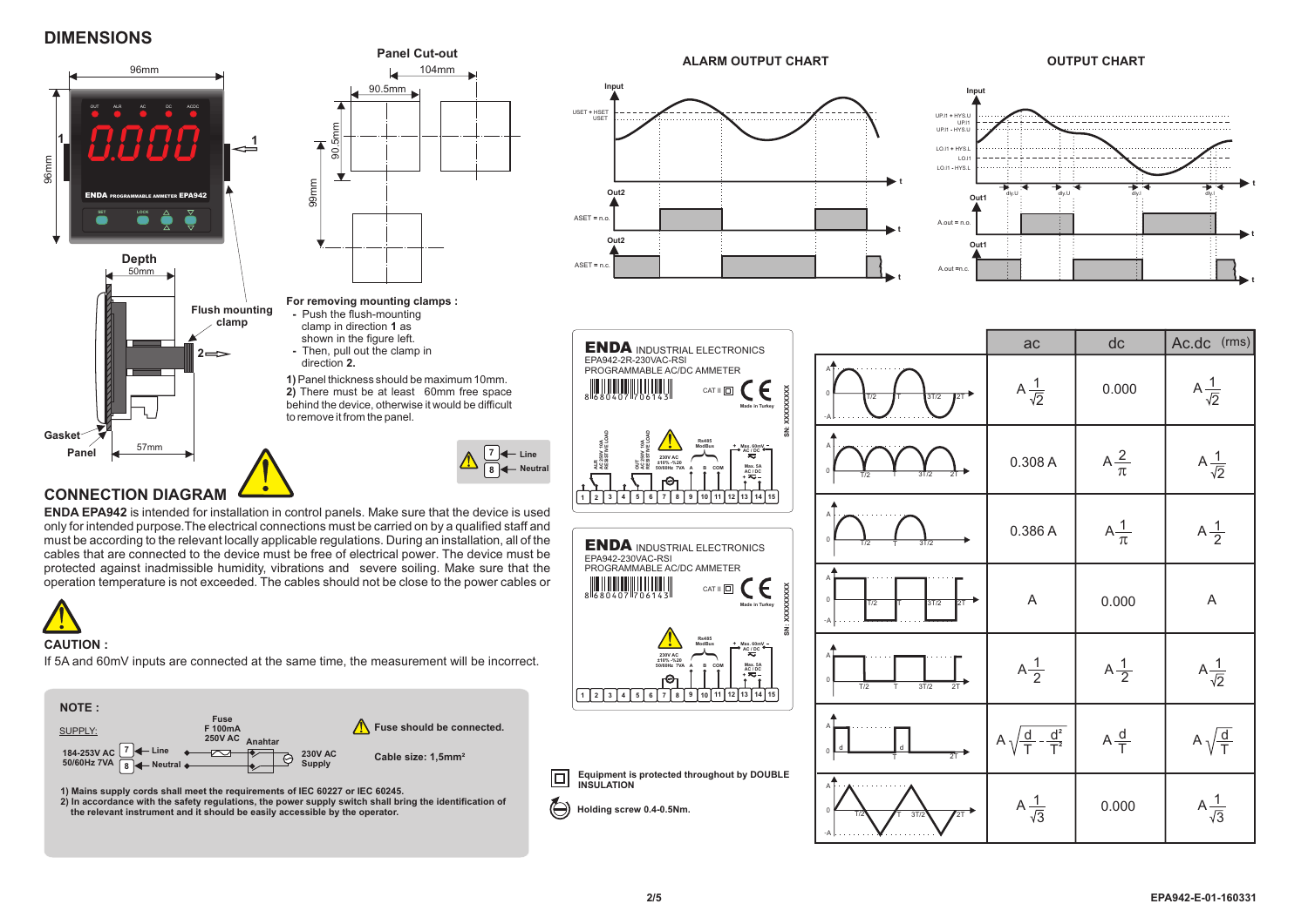## DIMENSIONS

96mm

96mm

Panel Cut-out

104mm

90.5mm

90.5mm

99mm

Depth

50mm

Flush mounting clamp

Gasket

Panel

57mm

**For removing mounting clamps :**

- Push the flush-mounting clamp in direction **1** as shown in the figure left.
- Then, pull out the clamp in direction **2.**

**1)** Panel thickness should be maximum 10mm.
**2)** There must be at least 60mm free space behind the device, otherwise it would be difficult to remove it from the panel.

7 ← Line
8 ← Neutral

## CONNECTION DIAGRAM

**ENDA EPA942** is intended for installation in control panels. Make sure that the device is used only for intended purpose.The electrical connections must be carried on by a qualified staff and must be according to the relevant locally applicable regulations. During an installation, all of the cables that are connected to the device must be free of electrical power. The device must be protected against inadmissible humidity, vibrations and severe soiling. Make sure that the operation temperature is not exceeded. The cables should not be close to the power cables or

**CAUTION :**

If 5A and 60mV inputs are connected at the same time, the measurement will be incorrect.

**NOTE :**

SUPPLY:

184-253V AC 50/60Hz 7VA — 7 Line, 8 Neutral — Fuse F 100mA 250V AC — Anahtar — 230V AC Supply

**Fuse should be connected.**

**Cable size: 1,5mm²**

**1) Mains supply cords shall meet the requirements of IEC 60227 or IEC 60245.**
**2) In accordance with the safety regulations, the power supply switch shall bring the identification of the relevant instrument and it should be easily accessible by the operator.**

## ALARM OUTPUT CHART

## OUTPUT CHART

**ENDA** INDUSTRIAL ELECTRONICS
EPA942-2R-230VAC-RSI
PROGRAMMABLE AC/DC AMMETER

**ENDA** INDUSTRIAL ELECTRONICS
EPA942-230VAC-RSI
PROGRAMMABLE AC/DC AMMETER

Equipment is protected throughout by DOUBLE INSULATION

Holding screw 0.4-0.5Nm.

| Waveform | ac | dc | Ac.dc (rms) |
|---|---|---|---|
| Sine | $A\frac{1}{\sqrt{2}}$ | 0.000 | $A\frac{1}{\sqrt{2}}$ |
| Full-wave rectified sine | 0.308 A | $A\frac{2}{\pi}$ | $A\frac{1}{\sqrt{2}}$ |
| Half-wave rectified sine | 0.386 A | $A\frac{1}{\pi}$ | $A\frac{1}{2}$ |
| Square (±A) | A | 0.000 | A |
| Square (0 to A) | $A\frac{1}{2}$ | $A\frac{1}{2}$ | $A\frac{1}{\sqrt{2}}$ |
| Pulse (duty d/T) | $A\sqrt{\frac{d}{T}-\frac{d^2}{T^2}}$ | $A\frac{d}{T}$ | $A\sqrt{\frac{d}{T}}$ |
| Triangle | $A\frac{1}{\sqrt{3}}$ | 0.000 | $A\frac{1}{\sqrt{3}}$ |

EPA942-E-01-160331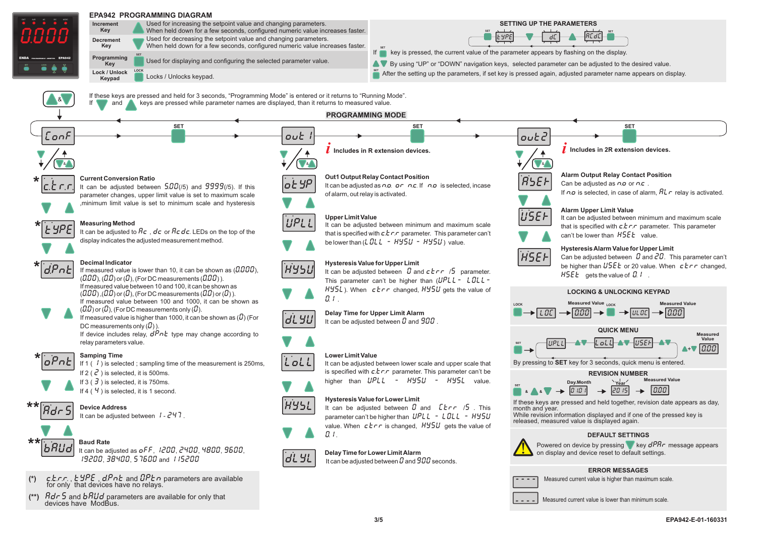# EPA942 PROGRAMMING DIAGRAM

| Key | Description |
|---|---|
| Increment Key | Used for increasing the setpoint value and changing parameters. When held down for a few seconds, configured numeric value increases faster. |
| Decrement Key | Used for decreasing the setpoint value and changing parameters. When held down for a few seconds, configured numeric value increases faster. |
| Programming Key | Used for displaying and configuring the selected parameter value. |
| Lock / Unlock Keypad | Locks / Unlocks keypad. |

## SETTING UP THE PARAMETERS

tYPE → dC → ACdC

If SET key is pressed, the current value of the parameter appears by flashing on the display.

By using "UP" or "DOWN" navigation keys, selected parameter can be adjusted to the desired value.

After the setting up the parameters, if set key is pressed again, adjusted parameter name appears on display.

If these keys are pressed and held for 3 seconds, "Programming Mode" is entered or it returns to "Running Mode".
If ▼ and ▲ keys are pressed while parameter names are displayed, than it returns to measured value.

## PROGRAMMING MODE

### ConF

**\* c.t.r.r. — Current Conversion Ratio**
It can be adjusted between 5.00(/5) and 9999(/5). If this parameter changes, upper limit value is set to maximum scale ,minimum limit value is set to minimum scale and hysteresis

**\* tYPE — Measuring Method**
It can be adjusted to Ac , dc or Acdc. LEDs on the top of the display indicates the adjusted measurement method.

**\* dPnt — Decimal Indicator**
If measured value is lower than 10, it can be shown as (0.000), (0.00), (0.0) or (0), (For DC measurements (0.00) ).
If measured value between 10 and 100, it can be shown as (0.00) ,(0.0) or (0), (For DC measurements (0.0) or (0) ).
If measured value between 100 and 1000, it can be shown as (0.0) or (0), (For DC measurements only (0).
If measured value is higher than 1000, it can be shown as (0) (For DC measurements only (0) ).
If device includes relay, dPnt type may change according to relay parameters value.

**\* oPnt — Samping Time**
If 1 ( 1 ) is selected ; sampling time of the measurement is 250ms,
If 2 ( 2 ) is selected, it is 500ms.
If 3 ( 3 ) is selected, it is 750ms.
If 4 ( 4 ) is selected, it is 1 second.

**\*\* Adr5 — Device Address**
It can be adjusted between 1 - 247 .

**\*\* bAUd — Baud Rate**
It can be adjusted as oFF, 1200, 2400, 4800, 9600, 19200, 38400, 57600 and 115200

(\*) c.t.r.r. , tYPE , dPnt and OPtn parameters are available for only that devices have no relays.

(\*\*) Adr5 and bAUd parameters are available for only that devices have ModBus.

### out1

*i* Includes in R extension devices.

**otYP — Out1 Output Relay Contact Position**
It can be adjusted as n.o. or n.c. If n.o is selected, incase of alarm, out relay is activated.

**UPLL — Upper Limit Value**
It can be adjusted between minimum and maximum scale that is specified with c.t.r.r parameter. This parameter can't be lower than (LOLL - HYSU - HYSU ) value.

**HYSU — Hysteresis Value for Upper Limit**
It can be adjusted between 0 and ctrr /5 parameter. This parameter can't be higher than (UPLL - LOLL - HYSL ). When ctrr changed, HYSU gets the value of 0.1 .

**dLYU — Delay Time for Upper Limit Alarm**
It can be adjusted between 0 and 900 .

**LoLL — Lower Limit Value**
It can be adjusted between lower scale and upper scale that is specified with c.t.r.r parameter. This parameter can't be higher than UPLL - HYSU - HYSL value.

**HYSL — Hysteresis Value for Lower Limit**
It can be adjusted between 0 and Ctrr /5 . This parameter can't be higher than UPLL - LOLL - HYSU value. When ctrr is changed, HYSU gets the value of 0.1.

**dLYL — Delay Time for Lower Limit Alarm**
It can be adjusted between 0 and 900 seconds.

### out2

*i* Includes in 2R extension devices.

**A5Et — Alarm Output Relay Contact Position**
Can be adjusted as n.o or n.c .
If n.o is selected, in case of alarm, ALr relay is activated.

**U5Et — Alarm Upper Limit Value**
It can be adjusted between minimum and maximum scale that is specified with c.t.r.r parameter. This parameter can't be lower than H5Et value.

**H5Et — Hysteresis Alarm Value for Upper Limit**
Can be adjusted between 0 and 20. This parameter can't be higher than U5Et or 20 value. When ctrr changed, H5Et gets the value of 0.1 .

## LOCKING & UNLOCKING KEYPAD

LOCK → LOC → 0.00 (Measured Value) → LOCK → ULOC → 0.00 (Measured Value)

## QUICK MENU

SET → UPLL → LoLL → U5Et → 0.00 (Measured Value)

By pressing to **SET** key for 3 seconds, quick menu is entered.

## REVISION NUMBER

SET & ▲ & ▼ → 01.01 (Day.Month) → 2015 (Year) → 0.00 (Measured Value)

If these keys are pressed and held together, revision date appears as day, month and year.
While revision information displayed and if one of the pressed key is released, measured value is displayed again.

## DEFAULT SETTINGS

Powered on device by pressing ▼ key dPAr message appears on display and device reset to default settings.

## ERROR MESSAGES

- - - - (upper) : Measured current value is higher than maximum scale.
- - - - (lower) : Measured current value is lower than minimum scale.

EPA942-E-01-160331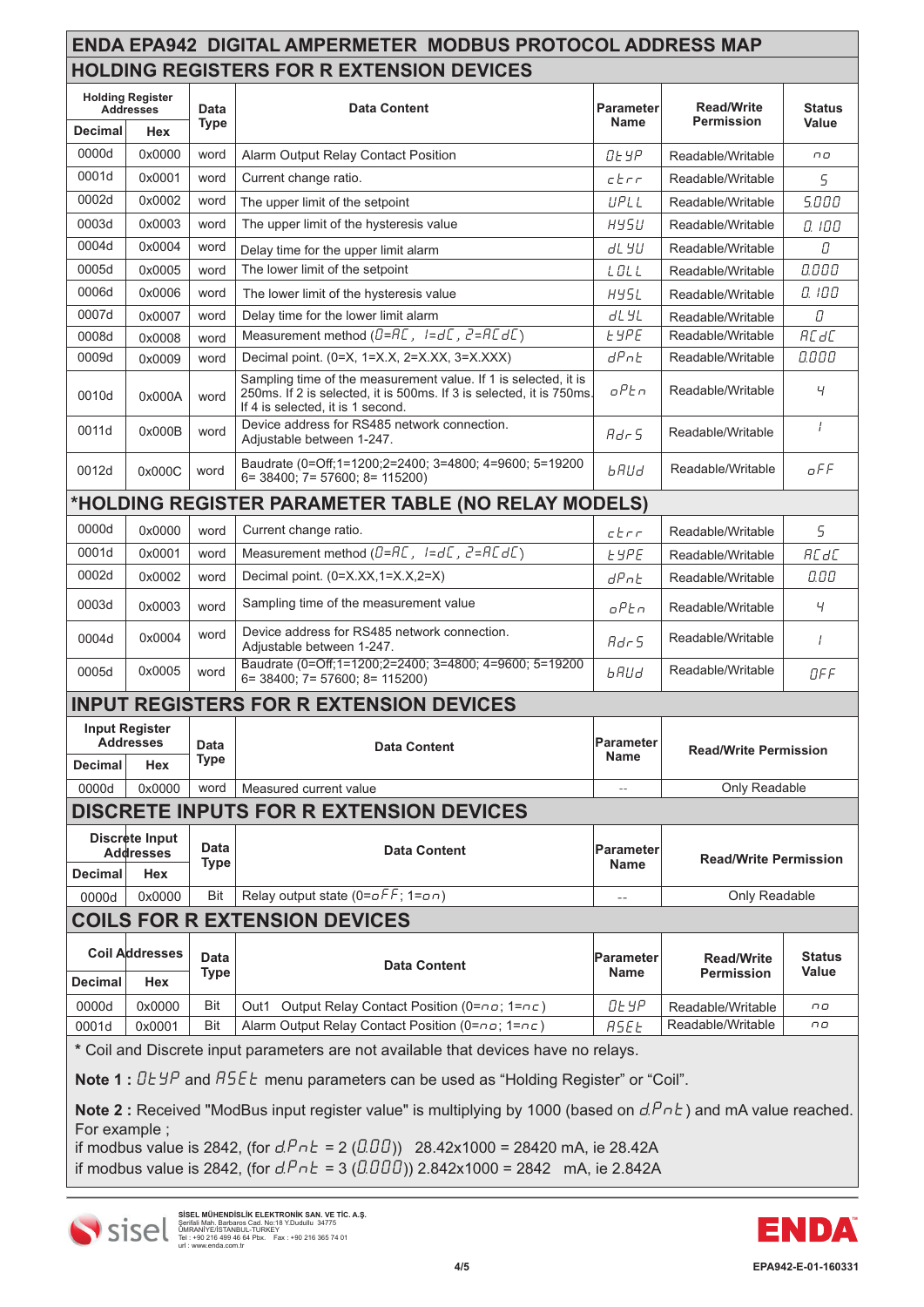# ENDA EPA942 DIGITAL AMPERMETER MODBUS PROTOCOL ADDRESS MAP

## HOLDING REGISTERS FOR R EXTENSION DEVICES

| Holding Register Addresses | | Data Type | Data Content | Parameter Name | Read/Write Permission | Status Value |
|---|---|---|---|---|---|---|
| Decimal | Hex | | | | | |
| 0000d | 0x0000 | word | Alarm Output Relay Contact Position | OtYP | Readable/Writable | no |
| 0001d | 0x0001 | word | Current change ratio. | ctrr | Readable/Writable | 5 |
| 0002d | 0x0002 | word | The upper limit of the setpoint | UPLL | Readable/Writable | 5.000 |
| 0003d | 0x0003 | word | The upper limit of the hysteresis value | HYSU | Readable/Writable | 0.100 |
| 0004d | 0x0004 | word | Delay time for the upper limit alarm | dLYU | Readable/Writable | 0 |
| 0005d | 0x0005 | word | The lower limit of the setpoint | LOLL | Readable/Writable | 0.000 |
| 0006d | 0x0006 | word | The lower limit of the hysteresis value | HYSL | Readable/Writable | 0.100 |
| 0007d | 0x0007 | word | Delay time for the lower limit alarm | dLYL | Readable/Writable | 0 |
| 0008d | 0x0008 | word | Measurement method (0=AC, 1=dC, 2=ACdC) | tYPE | Readable/Writable | ACdC |
| 0009d | 0x0009 | word | Decimal point. (0=X, 1=X.X, 2=X.XX, 3=X.XXX) | dPnt | Readable/Writable | 0.000 |
| 0010d | 0x000A | word | Sampling time of the measurement value. If 1 is selected, it is 250ms. If 2 is selected, it is 500ms. If 3 is selected, it is 750ms. If 4 is selected, it is 1 second. | oPtn | Readable/Writable | 4 |
| 0011d | 0x000B | word | Device address for RS485 network connection. Adjustable between 1-247. | Adr5 | Readable/Writable | 1 |
| 0012d | 0x000C | word | Baudrate (0=Off;1=1200;2=2400; 3=4800; 4=9600; 5=19200 6= 38400; 7= 57600; 8= 115200) | bAUd | Readable/Writable | oFF |

## *HOLDING REGISTER PARAMETER TABLE (NO RELAY MODELS)

| Decimal | Hex | Data Type | Data Content | Parameter Name | Read/Write Permission | Status Value |
|---|---|---|---|---|---|---|
| 0000d | 0x0000 | word | Current change ratio. | ctrr | Readable/Writable | 5 |
| 0001d | 0x0001 | word | Measurement method (0=AC, 1=dC, 2=ACdC) | tYPE | Readable/Writable | ACdC |
| 0002d | 0x0002 | word | Decimal point. (0=X.XX,1=X.X,2=X) | dPnt | Readable/Writable | 0.00 |
| 0003d | 0x0003 | word | Sampling time of the measurement value | oPtn | Readable/Writable | 4 |
| 0004d | 0x0004 | word | Device address for RS485 network connection. Adjustable between 1-247. | Adr5 | Readable/Writable | 1 |
| 0005d | 0x0005 | word | Baudrate (0=Off;1=1200;2=2400; 3=4800; 4=9600; 5=19200 6= 38400; 7= 57600; 8= 115200) | bAUd | Readable/Writable | OFF |

## INPUT REGISTERS FOR R EXTENSION DEVICES

| Input Register Addresses | | Data Type | Data Content | Parameter Name | Read/Write Permission |
|---|---|---|---|---|---|
| Decimal | Hex | | | | |
| 0000d | 0x0000 | word | Measured current value | -- | Only Readable |

## DISCRETE INPUTS FOR R EXTENSION DEVICES

| Discrete Input Addresses | | Data Type | Data Content | Parameter Name | Read/Write Permission |
|---|---|---|---|---|---|
| Decimal | Hex | | | | |
| 0000d | 0x0000 | Bit | Relay output state (0=oFF; 1=on) | -- | Only Readable |

## COILS FOR R EXTENSION DEVICES

| Coil Addresses | | Data Type | Data Content | Parameter Name | Read/Write Permission | Status Value |
|---|---|---|---|---|---|---|
| Decimal | Hex | | | | | |
| 0000d | 0x0000 | Bit | Out1 Output Relay Contact Position (0=no; 1=nc) | OtYP | Readable/Writable | no |
| 0001d | 0x0001 | Bit | Alarm Output Relay Contact Position (0=no; 1=nc) | ASEt | Readable/Writable | no |

* Coil and Discrete input parameters are not available that devices have no relays.

**Note 1 :** OtYP and ASEt menu parameters can be used as "Holding Register" or "Coil".

**Note 2 :** Received "ModBus input register value" is multiplying by 1000 (based on d.Pnt) and mA value reached. For example ;
if modbus value is 2842, (for d.Pnt = 2 (0.00)) 28.42x1000 = 28420 mA, ie 28.42A
if modbus value is 2842, (for d.Pnt = 3 (0.000)) 2.842x1000 = 2842 mA, ie 2.842A

SİSEL MÜHENDİSLİK ELEKTRONİK SAN. VE TİC. A.Ş.
Şerifali Mah. Barbaros Cad. No:18 Y.Dudullu 34775
ÜMRANİYE/İSTANBUL-TURKEY
Tel : +90 216 499 46 64 Pbx. Fax : +90 216 365 74 01
url : www.enda.com.tr

EPA942-E-01-160331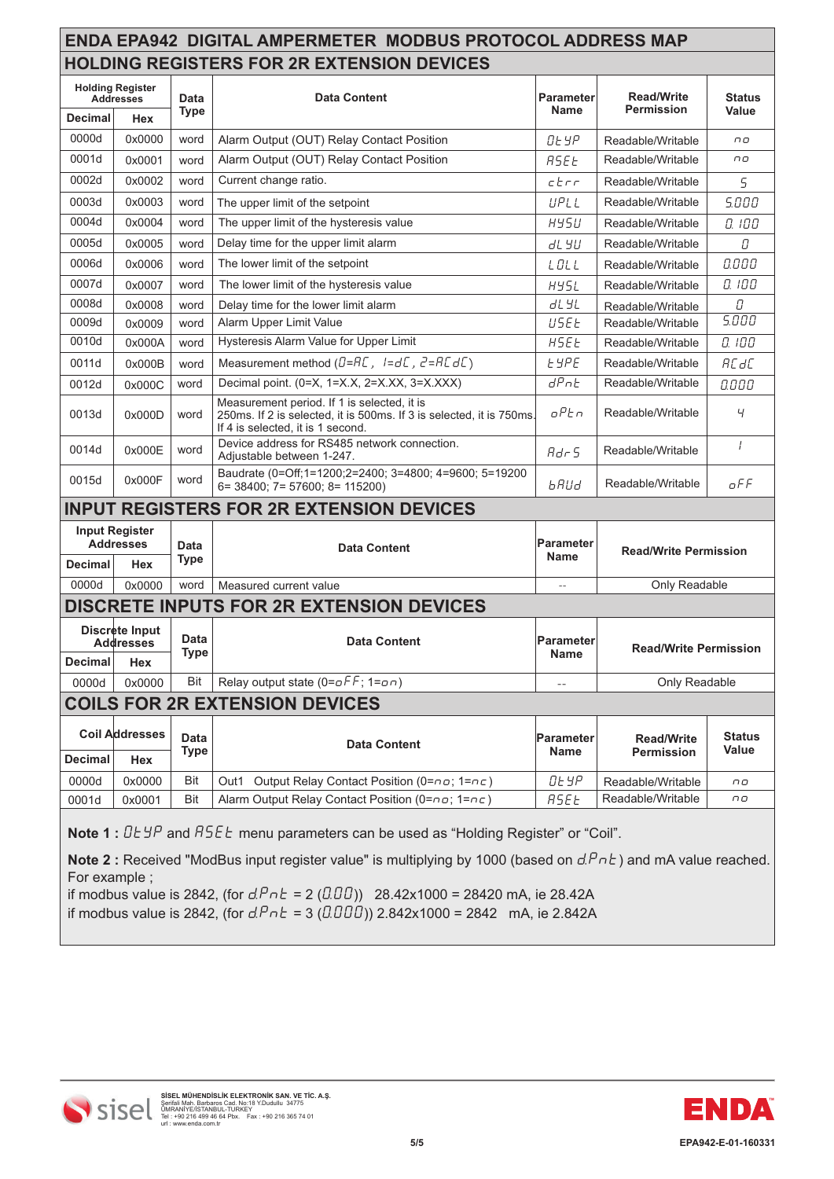# ENDA EPA942 DIGITAL AMPERMETER MODBUS PROTOCOL ADDRESS MAP

## HOLDING REGISTERS FOR 2R EXTENSION DEVICES

| Holding Register Addresses | | Data Type | Data Content | Parameter Name | Read/Write Permission | Status Value |
|---|---|---|---|---|---|---|
| Decimal | Hex | | | | | |
| 0000d | 0x0000 | word | Alarm Output (OUT) Relay Contact Position | OtYP | Readable/Writable | no |
| 0001d | 0x0001 | word | Alarm Output (OUT) Relay Contact Position | ASEt | Readable/Writable | no |
| 0002d | 0x0002 | word | Current change ratio. | ctrr | Readable/Writable | 5 |
| 0003d | 0x0003 | word | The upper limit of the setpoint | UPLL | Readable/Writable | 5.000 |
| 0004d | 0x0004 | word | The upper limit of the hysteresis value | HYSU | Readable/Writable | 0.100 |
| 0005d | 0x0005 | word | Delay time for the upper limit alarm | dLYU | Readable/Writable | 0 |
| 0006d | 0x0006 | word | The lower limit of the setpoint | LOLL | Readable/Writable | 0.000 |
| 0007d | 0x0007 | word | The lower limit of the hysteresis value | HYSL | Readable/Writable | 0.100 |
| 0008d | 0x0008 | word | Delay time for the lower limit alarm | dLYL | Readable/Writable | 0 |
| 0009d | 0x0009 | word | Alarm Upper Limit Value | USEt | Readable/Writable | 5.000 |
| 0010d | 0x000A | word | Hysteresis Alarm Value for Upper Limit | HSEt | Readable/Writable | 0.100 |
| 0011d | 0x000B | word | Measurement method (0=AC, 1=dC, 2=ACdC) | tYPE | Readable/Writable | ACdC |
| 0012d | 0x000C | word | Decimal point. (0=X, 1=X.X, 2=X.XX, 3=X.XXX) | dPnt | Readable/Writable | 0.000 |
| 0013d | 0x000D | word | Measurement period. If 1 is selected, it is 250ms. If 2 is selected, it is 500ms. If 3 is selected, it is 750ms. If 4 is selected, it is 1 second. | oPtn | Readable/Writable | 4 |
| 0014d | 0x000E | word | Device address for RS485 network connection. Adjustable between 1-247. | Adr5 | Readable/Writable | 1 |
| 0015d | 0x000F | word | Baudrate (0=Off;1=1200;2=2400; 3=4800; 4=9600; 5=19200 6= 38400; 7= 57600; 8= 115200) | bAUd | Readable/Writable | oFF |

## INPUT REGISTERS FOR 2R EXTENSION DEVICES

| Input Register Addresses | | Data Type | Data Content | Parameter Name | Read/Write Permission |
|---|---|---|---|---|---|
| Decimal | Hex | | | | |
| 0000d | 0x0000 | word | Measured current value | -- | Only Readable |

## DISCRETE INPUTS FOR 2R EXTENSION DEVICES

| Discrete Input Addresses | | Data Type | Data Content | Parameter Name | Read/Write Permission |
|---|---|---|---|---|---|
| Decimal | Hex | | | | |
| 0000d | 0x0000 | Bit | Relay output state (0=oFF; 1=on) | -- | Only Readable |

## COILS FOR 2R EXTENSION DEVICES

| Coil Addresses | | Data Type | Data Content | Parameter Name | Read/Write Permission | Status Value |
|---|---|---|---|---|---|---|
| Decimal | Hex | | | | | |
| 0000d | 0x0000 | Bit | Out1 Output Relay Contact Position (0=no; 1=nc) | OtYP | Readable/Writable | no |
| 0001d | 0x0001 | Bit | Alarm Output Relay Contact Position (0=no; 1=nc) | ASEt | Readable/Writable | no |

**Note 1 :** OtYP and ASEt menu parameters can be used as "Holding Register" or "Coil".

**Note 2 :** Received "ModBus input register value" is multiplying by 1000 (based on d.Pnt) and mA value reached. For example ;
if modbus value is 2842, (for d.Pnt = 2 (0.00)) 28.42x1000 = 28420 mA, ie 28.42A
if modbus value is 2842, (for d.Pnt = 3 (0.000)) 2.842x1000 = 2842 mA, ie 2.842A

SİSEL MÜHENDİSLİK ELEKTRONİK SAN. VE TİC. A.Ş.
Şerifali Mah. Barbaros Cad. No:18 Y.Dudullu 34775
ÜMRANİYE/İSTANBUL-TURKEY
Tel : +90 216 499 46 64 Pbx. Fax : +90 216 365 74 01
url : www.enda.com.tr

EPA942-E-01-160331